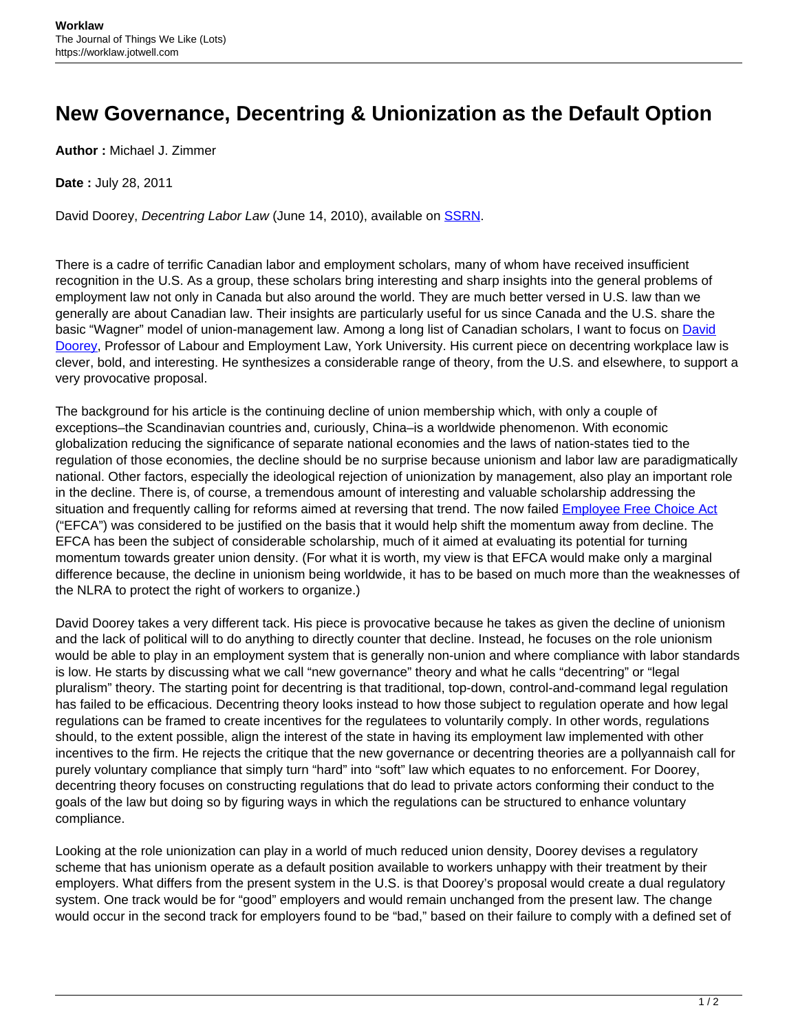# New Governance, Decentring & Unionization as the Default Option

**Author :** Michael J. Zimmer

**Date :** July 28, 2011

David Doorey, *Decentring Labor Law* (June 14, 2010), available on SSRN.

There is a cadre of terrific Canadian labor and employment scholars, many of whom have received insufficient recognition in the U.S. As a group, these scholars bring interesting and sharp insights into the general problems of employment law not only in Canada but also around the world. They are much better versed in U.S. law than we generally are about Canadian law. Their insights are particularly useful for us since Canada and the U.S. share the basic "Wagner" model of union-management law. Among a long list of Canadian scholars, I want to focus on David Doorey, Professor of Labour and Employment Law, York University. His current piece on decentring workplace law is clever, bold, and interesting. He synthesizes a considerable range of theory, from the U.S. and elsewhere, to support a very provocative proposal.

The background for his article is the continuing decline of union membership which, with only a couple of exceptions–the Scandinavian countries and, curiously, China–is a worldwide phenomenon. With economic globalization reducing the significance of separate national economies and the laws of nation-states tied to the regulation of those economies, the decline should be no surprise because unionism and labor law are paradigmatically national. Other factors, especially the ideological rejection of unionization by management, also play an important role in the decline. There is, of course, a tremendous amount of interesting and valuable scholarship addressing the situation and frequently calling for reforms aimed at reversing that trend. The now failed Employee Free Choice Act ("EFCA") was considered to be justified on the basis that it would help shift the momentum away from decline. The EFCA has been the subject of considerable scholarship, much of it aimed at evaluating its potential for turning momentum towards greater union density. (For what it is worth, my view is that EFCA would make only a marginal difference because, the decline in unionism being worldwide, it has to be based on much more than the weaknesses of the NLRA to protect the right of workers to organize.)

David Doorey takes a very different tack. His piece is provocative because he takes as given the decline of unionism and the lack of political will to do anything to directly counter that decline. Instead, he focuses on the role unionism would be able to play in an employment system that is generally non-union and where compliance with labor standards is low. He starts by discussing what we call "new governance" theory and what he calls "decentring" or "legal pluralism" theory. The starting point for decentring is that traditional, top-down, control-and-command legal regulation has failed to be efficacious. Decentring theory looks instead to how those subject to regulation operate and how legal regulations can be framed to create incentives for the regulatees to voluntarily comply. In other words, regulations should, to the extent possible, align the interest of the state in having its employment law implemented with other incentives to the firm. He rejects the critique that the new governance or decentring theories are a pollyannaish call for purely voluntary compliance that simply turn "hard" into "soft" law which equates to no enforcement. For Doorey, decentring theory focuses on constructing regulations that do lead to private actors conforming their conduct to the goals of the law but doing so by figuring ways in which the regulations can be structured to enhance voluntary compliance.

Looking at the role unionization can play in a world of much reduced union density, Doorey devises a regulatory scheme that has unionism operate as a default position available to workers unhappy with their treatment by their employers. What differs from the present system in the U.S. is that Doorey's proposal would create a dual regulatory system. One track would be for "good" employers and would remain unchanged from the present law. The change would occur in the second track for employers found to be "bad," based on their failure to comply with a defined set of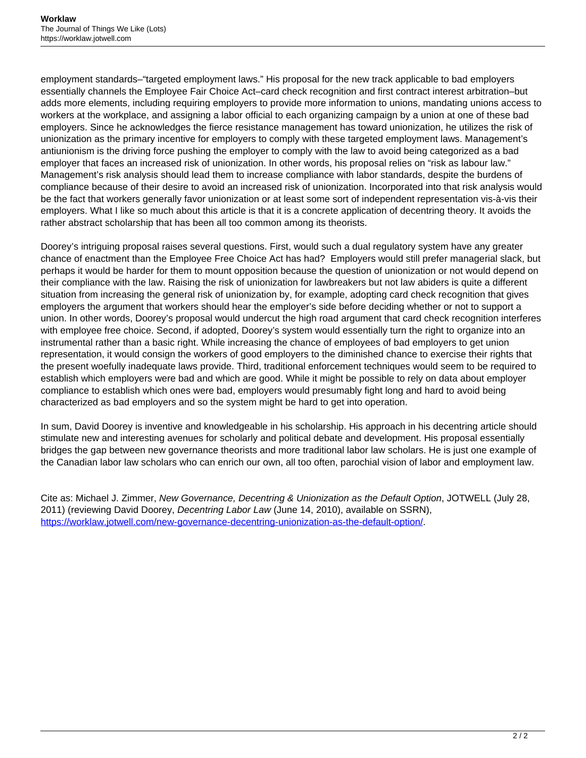employment standards–"targeted employment laws." His proposal for the new track applicable to bad employers essentially channels the Employee Fair Choice Act–card check recognition and first contract interest arbitration–but adds more elements, including requiring employers to provide more information to unions, mandating unions access to workers at the workplace, and assigning a labor official to each organizing campaign by a union at one of these bad employers. Since he acknowledges the fierce resistance management has toward unionization, he utilizes the risk of unionization as the primary incentive for employers to comply with these targeted employment laws. Management's antiunionism is the driving force pushing the employer to comply with the law to avoid being categorized as a bad employer that faces an increased risk of unionization. In other words, his proposal relies on "risk as labour law." Management's risk analysis should lead them to increase compliance with labor standards, despite the burdens of compliance because of their desire to avoid an increased risk of unionization. Incorporated into that risk analysis would be the fact that workers generally favor unionization or at least some sort of independent representation vis-à-vis their employers. What I like so much about this article is that it is a concrete application of decentring theory. It avoids the rather abstract scholarship that has been all too common among its theorists.

Doorey's intriguing proposal raises several questions. First, would such a dual regulatory system have any greater chance of enactment than the Employee Free Choice Act has had? Employers would still prefer managerial slack, but perhaps it would be harder for them to mount opposition because the question of unionization or not would depend on their compliance with the law. Raising the risk of unionization for lawbreakers but not law abiders is quite a different situation from increasing the general risk of unionization by, for example, adopting card check recognition that gives employers the argument that workers should hear the employer's side before deciding whether or not to support a union. In other words, Doorey's proposal would undercut the high road argument that card check recognition interferes with employee free choice. Second, if adopted, Doorey's system would essentially turn the right to organize into an instrumental rather than a basic right. While increasing the chance of employees of bad employers to get union representation, it would consign the workers of good employers to the diminished chance to exercise their rights that the present woefully inadequate laws provide. Third, traditional enforcement techniques would seem to be required to establish which employers were bad and which are good. While it might be possible to rely on data about employer compliance to establish which ones were bad, employers would presumably fight long and hard to avoid being characterized as bad employers and so the system might be hard to get into operation.

In sum, David Doorey is inventive and knowledgeable in his scholarship. His approach in his decentring article should stimulate new and interesting avenues for scholarly and political debate and development. His proposal essentially bridges the gap between new governance theorists and more traditional labor law scholars. He is just one example of the Canadian labor law scholars who can enrich our own, all too often, parochial vision of labor and employment law.

Cite as: Michael J. Zimmer, *New Governance, Decentring & Unionization as the Default Option*, JOTWELL (July 28, 2011) (reviewing David Doorey, *Decentring Labor Law* (June 14, 2010), available on SSRN), https://worklaw.jotwell.com/new-governance-decentring-unionization-as-the-default-option/.